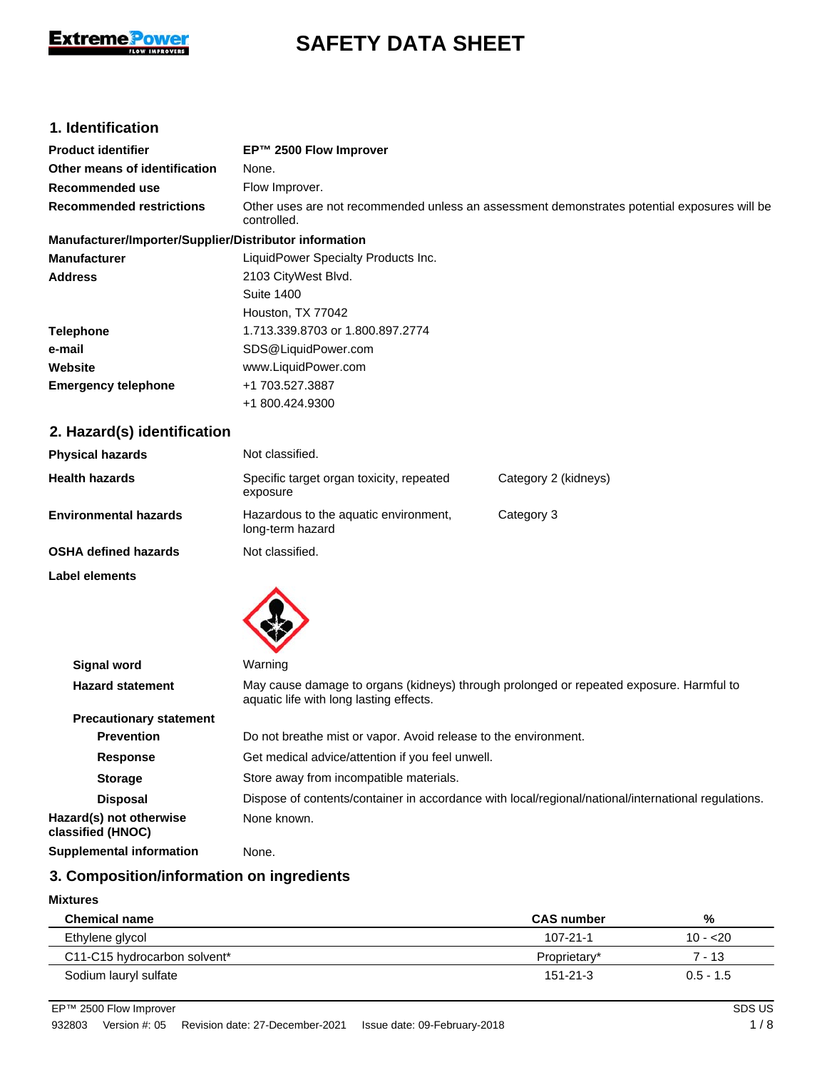# SAFETY DATA SHEET

## 1. Identification

| | |
|---|---|
| **Product identifier** | **EP™ 2500 Flow Improver** |
| **Other means of identification** | None. |
| **Recommended use** | Flow Improver. |
| **Recommended restrictions** | Other uses are not recommended unless an assessment demonstrates potential exposures will be controlled. |

**Manufacturer/Importer/Supplier/Distributor information**

| | |
|---|---|
| **Manufacturer** | LiquidPower Specialty Products Inc. |
| **Address** | 2103 CityWest Blvd.<br>Suite 1400<br>Houston, TX 77042 |
| **Telephone** | 1.713.339.8703 or 1.800.897.2774 |
| **e-mail** | SDS@LiquidPower.com |
| **Website** | www.LiquidPower.com |
| **Emergency telephone** | +1 703.527.3887<br>+1 800.424.9300 |

## 2. Hazard(s) identification

| | | |
|---|---|---|
| **Physical hazards** | Not classified. | |
| **Health hazards** | Specific target organ toxicity, repeated exposure | Category 2 (kidneys) |
| **Environmental hazards** | Hazardous to the aquatic environment, long-term hazard | Category 3 |
| **OSHA defined hazards** | Not classified. | |

**Label elements**

**Signal word** Warning

**Hazard statement** May cause damage to organs (kidneys) through prolonged or repeated exposure. Harmful to aquatic life with long lasting effects.

**Precautionary statement**

**Prevention** Do not breathe mist or vapor. Avoid release to the environment.

**Response** Get medical advice/attention if you feel unwell.

**Storage** Store away from incompatible materials.

**Disposal** Dispose of contents/container in accordance with local/regional/national/international regulations.

**Hazard(s) not otherwise classified (HNOC)** None known.

**Supplemental information** None.

## 3. Composition/information on ingredients

**Mixtures**

| Chemical name | CAS number | % |
|---|---|---|
| Ethylene glycol | 107-21-1 | 10 - <20 |
| C11-C15 hydrocarbon solvent* | Proprietary* | 7 - 13 |
| Sodium lauryl sulfate | 151-21-3 | 0.5 - 1.5 |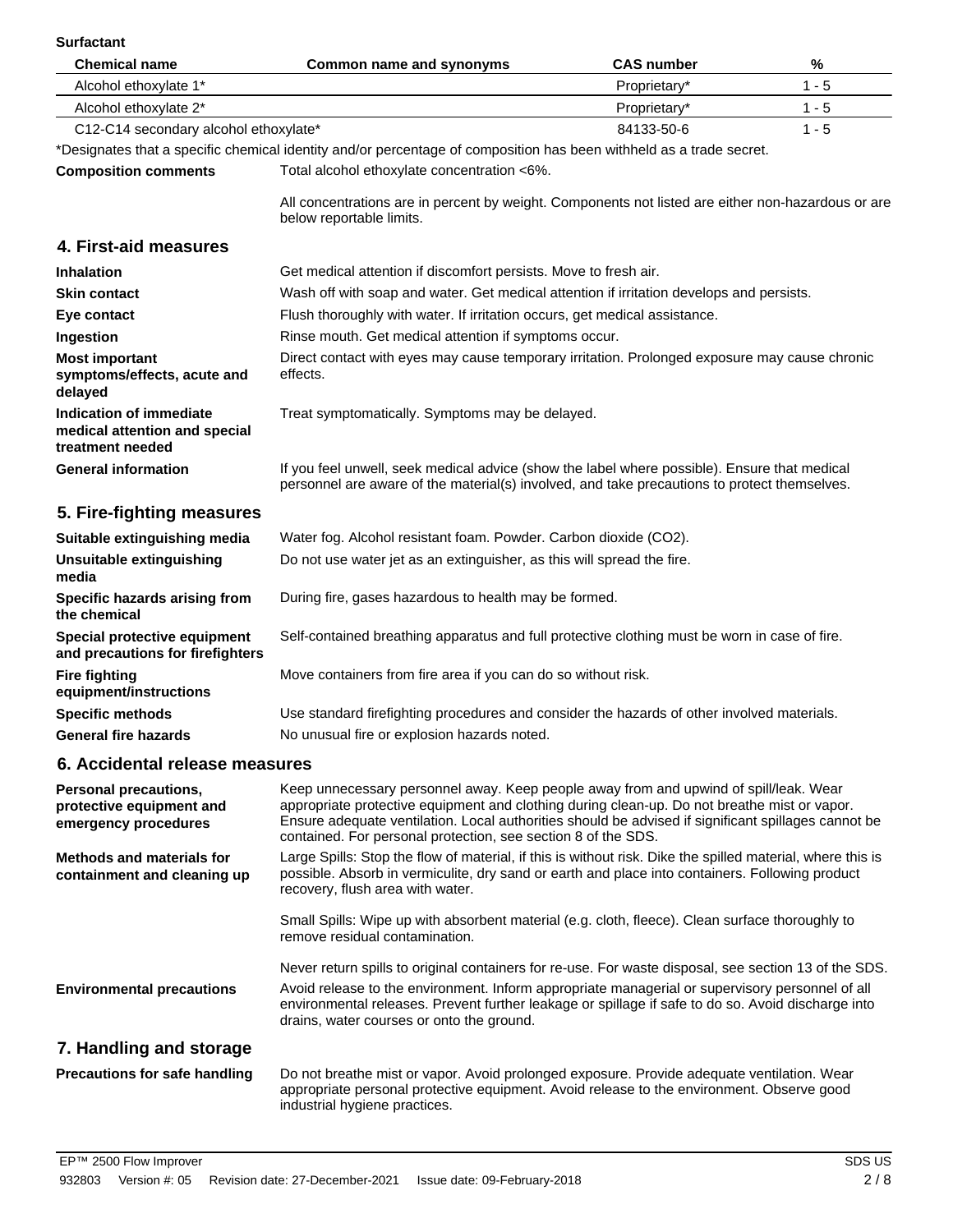**Surfactant**

| Chemical name | Common name and synonyms | CAS number | % |
| --- | --- | --- | --- |
| Alcohol ethoxylate 1* | | Proprietary* | 1 - 5 |
| Alcohol ethoxylate 2* | | Proprietary* | 1 - 5 |
| C12-C14 secondary alcohol ethoxylate* | | 84133-50-6 | 1 - 5 |

*Designates that a specific chemical identity and/or percentage of composition has been withheld as a trade secret.

**Composition comments** Total alcohol ethoxylate concentration <6%.

All concentrations are in percent by weight. Components not listed are either non-hazardous or are below reportable limits.

## 4. First-aid measures

**Inhalation** Get medical attention if discomfort persists. Move to fresh air.

**Skin contact** Wash off with soap and water. Get medical attention if irritation develops and persists.

**Eye contact** Flush thoroughly with water. If irritation occurs, get medical assistance.

**Ingestion** Rinse mouth. Get medical attention if symptoms occur.

**Most important symptoms/effects, acute and delayed** Direct contact with eyes may cause temporary irritation. Prolonged exposure may cause chronic effects.

**Indication of immediate medical attention and special treatment needed** Treat symptomatically. Symptoms may be delayed.

**General information** If you feel unwell, seek medical advice (show the label where possible). Ensure that medical personnel are aware of the material(s) involved, and take precautions to protect themselves.

## 5. Fire-fighting measures

**Suitable extinguishing media** Water fog. Alcohol resistant foam. Powder. Carbon dioxide ($CO_2$).

**Unsuitable extinguishing media** Do not use water jet as an extinguisher, as this will spread the fire.

**Specific hazards arising from the chemical** During fire, gases hazardous to health may be formed.

**Special protective equipment and precautions for firefighters** Self-contained breathing apparatus and full protective clothing must be worn in case of fire.

**Fire fighting equipment/instructions** Move containers from fire area if you can do so without risk.

**Specific methods** Use standard firefighting procedures and consider the hazards of other involved materials.

**General fire hazards** No unusual fire or explosion hazards noted.

## 6. Accidental release measures

**Personal precautions, protective equipment and emergency procedures** Keep unnecessary personnel away. Keep people away from and upwind of spill/leak. Wear appropriate protective equipment and clothing during clean-up. Do not breathe mist or vapor. Ensure adequate ventilation. Local authorities should be advised if significant spillages cannot be contained. For personal protection, see section 8 of the SDS.

**Methods and materials for containment and cleaning up** Large Spills: Stop the flow of material, if this is without risk. Dike the spilled material, where this is possible. Absorb in vermiculite, dry sand or earth and place into containers. Following product recovery, flush area with water.

Small Spills: Wipe up with absorbent material (e.g. cloth, fleece). Clean surface thoroughly to remove residual contamination.

Never return spills to original containers for re-use. For waste disposal, see section 13 of the SDS.

**Environmental precautions** Avoid release to the environment. Inform appropriate managerial or supervisory personnel of all environmental releases. Prevent further leakage or spillage if safe to do so. Avoid discharge into drains, water courses or onto the ground.

## 7. Handling and storage

**Precautions for safe handling** Do not breathe mist or vapor. Avoid prolonged exposure. Provide adequate ventilation. Wear appropriate personal protective equipment. Avoid release to the environment. Observe good industrial hygiene practices.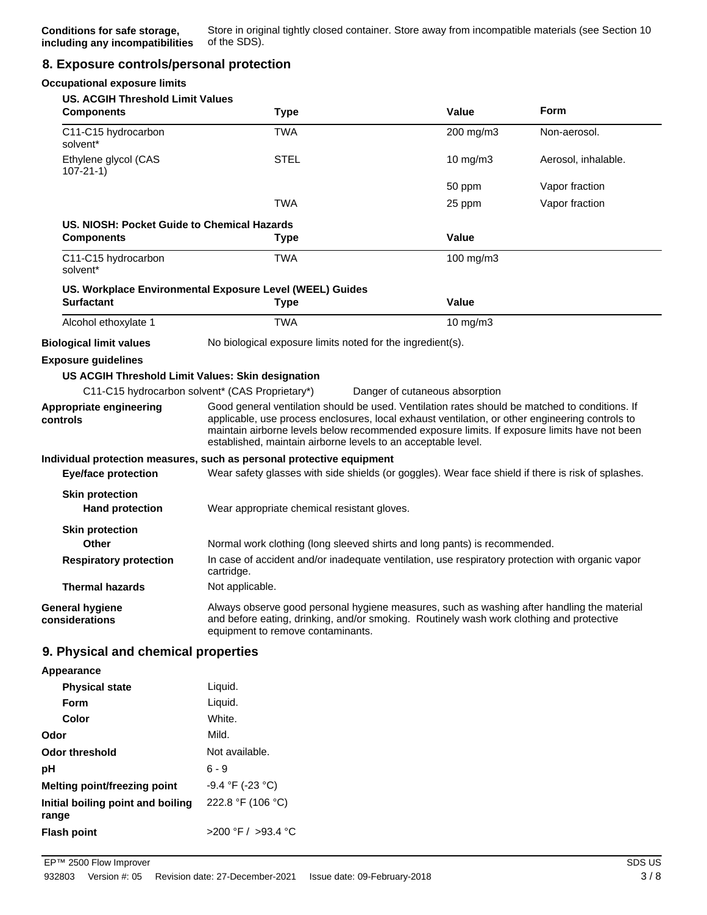**Conditions for safe storage, including any incompatibilities** Store in original tightly closed container. Store away from incompatible materials (see Section 10 of the SDS).

## 8. Exposure controls/personal protection

**Occupational exposure limits**

**US. ACGIH Threshold Limit Values**

| Components | Type | Value | Form |
|---|---|---|---|
| C11-C15 hydrocarbon solvent* | TWA | 200 mg/m3 | Non-aerosol. |
| Ethylene glycol (CAS 107-21-1) | STEL | 10 mg/m3 | Aerosol, inhalable. |
| | | 50 ppm | Vapor fraction |
| | TWA | 25 ppm | Vapor fraction |

**US. NIOSH: Pocket Guide to Chemical Hazards**

| Components | Type | Value |
|---|---|---|
| C11-C15 hydrocarbon solvent* | TWA | 100 mg/m3 |

**US. Workplace Environmental Exposure Level (WEEL) Guides**

| Surfactant | Type | Value |
|---|---|---|
| Alcohol ethoxylate 1 | TWA | 10 mg/m3 |

**Biological limit values** No biological exposure limits noted for the ingredient(s).

**Exposure guidelines**

**US ACGIH Threshold Limit Values: Skin designation**

C11-C15 hydrocarbon solvent* (CAS Proprietary*) Danger of cutaneous absorption

**Appropriate engineering controls** Good general ventilation should be used. Ventilation rates should be matched to conditions. If applicable, use process enclosures, local exhaust ventilation, or other engineering controls to maintain airborne levels below recommended exposure limits. If exposure limits have not been established, maintain airborne levels to an acceptable level.

**Individual protection measures, such as personal protective equipment**

**Eye/face protection** Wear safety glasses with side shields (or goggles). Wear face shield if there is risk of splashes.

**Skin protection**

**Hand protection** Wear appropriate chemical resistant gloves.

**Skin protection**

**Other** Normal work clothing (long sleeved shirts and long pants) is recommended.

**Respiratory protection** In case of accident and/or inadequate ventilation, use respiratory protection with organic vapor cartridge.

**Thermal hazards** Not applicable.

**General hygiene considerations** Always observe good personal hygiene measures, such as washing after handling the material and before eating, drinking, and/or smoking. Routinely wash work clothing and protective equipment to remove contaminants.

## 9. Physical and chemical properties

**Appearance**

**Physical state** Liquid.

**Form** Liquid.

**Color** White.

**Odor** Mild.

**Odor threshold** Not available.

**pH** 6 - 9

**Melting point/freezing point** -9.4 °F (-23 °C)

**Initial boiling point and boiling range** 222.8 °F (106 °C)

**Flash point** >200 °F / >93.4 °C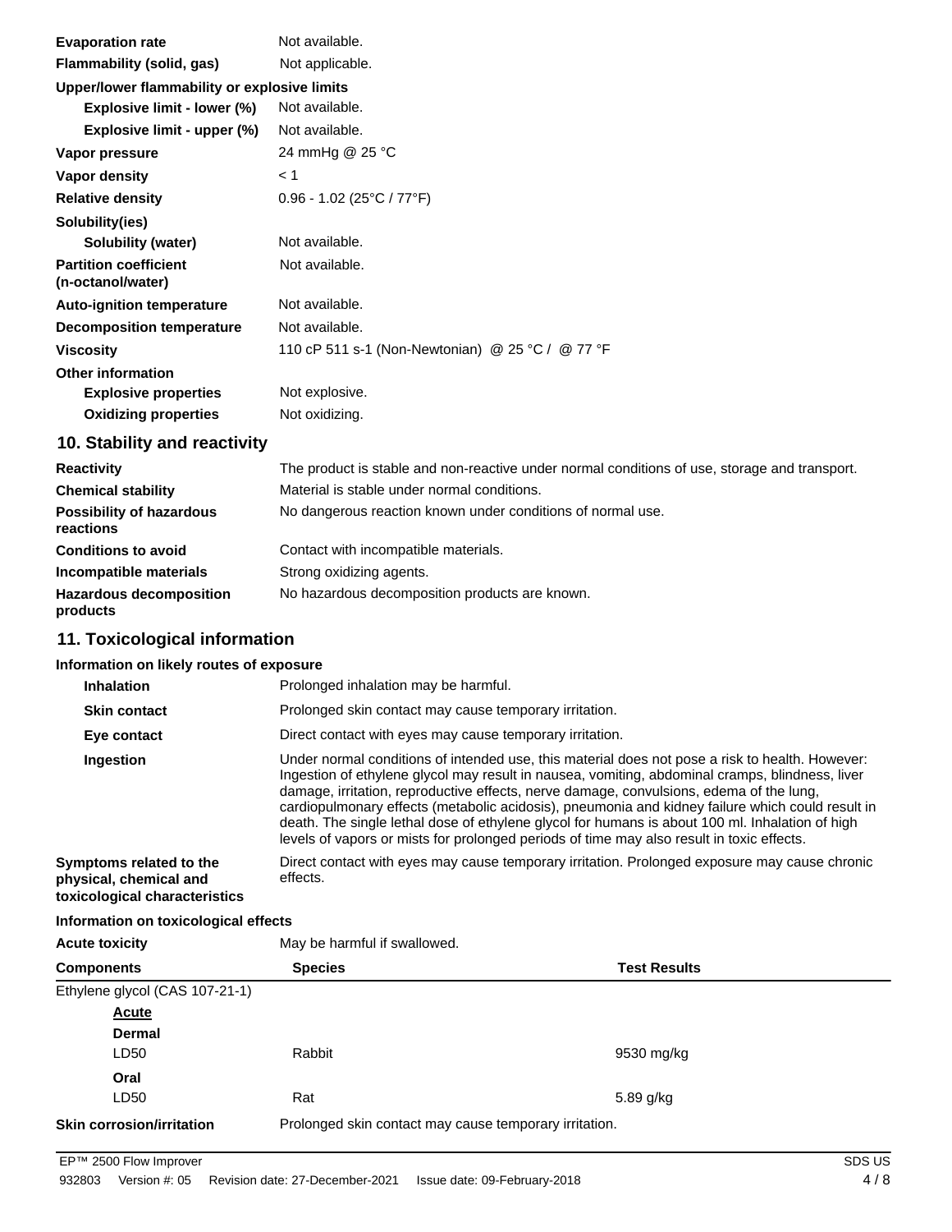| | |
|---|---|
| **Evaporation rate** | Not available. |
| **Flammability (solid, gas)** | Not applicable. |
| **Upper/lower flammability or explosive limits** | |
| **Explosive limit - lower (%)** | Not available. |
| **Explosive limit - upper (%)** | Not available. |
| **Vapor pressure** | 24 mmHg @ 25 °C |
| **Vapor density** | < 1 |
| **Relative density** | 0.96 - 1.02 (25°C / 77°F) |
| **Solubility(ies)** | |
| **Solubility (water)** | Not available. |
| **Partition coefficient (n-octanol/water)** | Not available. |
| **Auto-ignition temperature** | Not available. |
| **Decomposition temperature** | Not available. |
| **Viscosity** | 110 cP 511 s-1 (Non-Newtonian) @ 25 °C / @ 77 °F |
| **Other information** | |
| **Explosive properties** | Not explosive. |
| **Oxidizing properties** | Not oxidizing. |

## 10. Stability and reactivity

| | |
|---|---|
| **Reactivity** | The product is stable and non-reactive under normal conditions of use, storage and transport. |
| **Chemical stability** | Material is stable under normal conditions. |
| **Possibility of hazardous reactions** | No dangerous reaction known under conditions of normal use. |
| **Conditions to avoid** | Contact with incompatible materials. |
| **Incompatible materials** | Strong oxidizing agents. |
| **Hazardous decomposition products** | No hazardous decomposition products are known. |

## 11. Toxicological information

**Information on likely routes of exposure**

| | |
|---|---|
| **Inhalation** | Prolonged inhalation may be harmful. |
| **Skin contact** | Prolonged skin contact may cause temporary irritation. |
| **Eye contact** | Direct contact with eyes may cause temporary irritation. |
| **Ingestion** | Under normal conditions of intended use, this material does not pose a risk to health. However: Ingestion of ethylene glycol may result in nausea, vomiting, abdominal cramps, blindness, liver damage, irritation, reproductive effects, nerve damage, convulsions, edema of the lung, cardiopulmonary effects (metabolic acidosis), pneumonia and kidney failure which could result in death. The single lethal dose of ethylene glycol for humans is about 100 ml. Inhalation of high levels of vapors or mists for prolonged periods of time may also result in toxic effects. |
| **Symptoms related to the physical, chemical and toxicological characteristics** | Direct contact with eyes may cause temporary irritation. Prolonged exposure may cause chronic effects. |

**Information on toxicological effects**

**Acute toxicity** May be harmful if swallowed.

| Components | Species | Test Results |
|---|---|---|
| Ethylene glycol (CAS 107-21-1) | | |
| **Acute** | | |
| **Dermal** | | |
| LD50 | Rabbit | 9530 mg/kg |
| **Oral** | | |
| LD50 | Rat | 5.89 g/kg |

**Skin corrosion/irritation** Prolonged skin contact may cause temporary irritation.

EP™ 2500 Flow Improver SDS US

932803 Version #: 05 Revision date: 27-December-2021 Issue date: 09-February-2018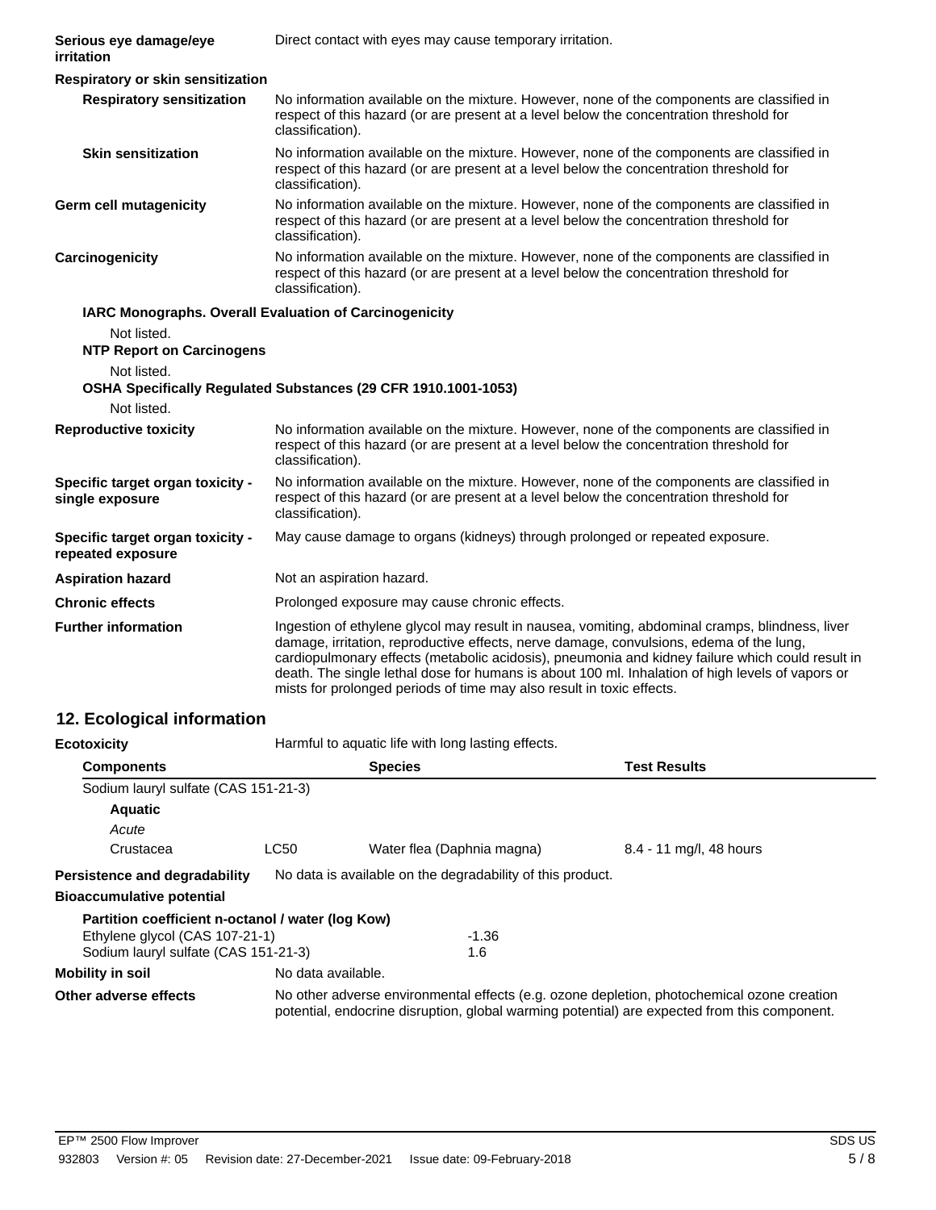**Serious eye damage/eye irritation** Direct contact with eyes may cause temporary irritation.

**Respiratory or skin sensitization**

**Respiratory sensitization** No information available on the mixture. However, none of the components are classified in respect of this hazard (or are present at a level below the concentration threshold for classification).

**Skin sensitization** No information available on the mixture. However, none of the components are classified in respect of this hazard (or are present at a level below the concentration threshold for classification).

**Germ cell mutagenicity** No information available on the mixture. However, none of the components are classified in respect of this hazard (or are present at a level below the concentration threshold for classification).

**Carcinogenicity** No information available on the mixture. However, none of the components are classified in respect of this hazard (or are present at a level below the concentration threshold for classification).

**IARC Monographs. Overall Evaluation of Carcinogenicity**

Not listed.

**NTP Report on Carcinogens**

Not listed.

**OSHA Specifically Regulated Substances (29 CFR 1910.1001-1053)**

Not listed.

**Reproductive toxicity** No information available on the mixture. However, none of the components are classified in respect of this hazard (or are present at a level below the concentration threshold for classification).

**Specific target organ toxicity - single exposure** No information available on the mixture. However, none of the components are classified in respect of this hazard (or are present at a level below the concentration threshold for classification).

**Specific target organ toxicity - repeated exposure** May cause damage to organs (kidneys) through prolonged or repeated exposure.

**Aspiration hazard** Not an aspiration hazard.

**Chronic effects** Prolonged exposure may cause chronic effects.

**Further information** Ingestion of ethylene glycol may result in nausea, vomiting, abdominal cramps, blindness, liver damage, irritation, reproductive effects, nerve damage, convulsions, edema of the lung, cardiopulmonary effects (metabolic acidosis), pneumonia and kidney failure which could result in death. The single lethal dose for humans is about 100 ml. Inhalation of high levels of vapors or mists for prolonged periods of time may also result in toxic effects.

## 12. Ecological information

**Ecotoxicity** Harmful to aquatic life with long lasting effects.

| Components | | Species | Test Results |
|---|---|---|---|
| Sodium lauryl sulfate (CAS 151-21-3) | | | |
| **Aquatic** | | | |
| *Acute* | | | |
| Crustacea | LC50 | Water flea (Daphnia magna) | 8.4 - 11 mg/l, 48 hours |

**Persistence and degradability** No data is available on the degradability of this product.

**Bioaccumulative potential**

**Partition coefficient n-octanol / water (log Kow)**

| | |
|---|---|
| Ethylene glycol (CAS 107-21-1) | -1.36 |
| Sodium lauryl sulfate (CAS 151-21-3) | 1.6 |

**Mobility in soil** No data available.

**Other adverse effects** No other adverse environmental effects (e.g. ozone depletion, photochemical ozone creation potential, endocrine disruption, global warming potential) are expected from this component.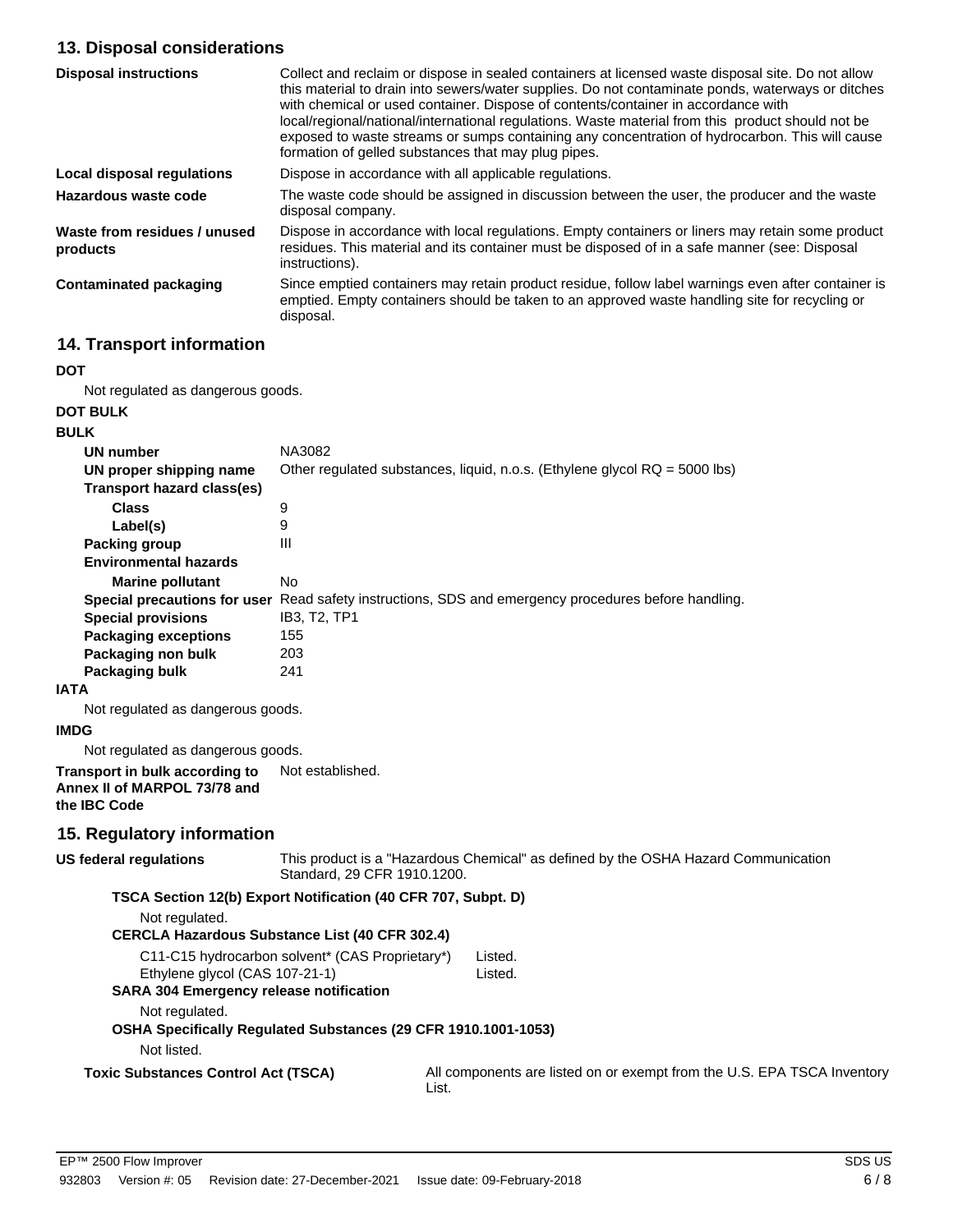## 13. Disposal considerations

| | |
|---|---|
| **Disposal instructions** | Collect and reclaim or dispose in sealed containers at licensed waste disposal site. Do not allow this material to drain into sewers/water supplies. Do not contaminate ponds, waterways or ditches with chemical or used container. Dispose of contents/container in accordance with local/regional/national/international regulations. Waste material from this product should not be exposed to waste streams or sumps containing any concentration of hydrocarbon. This will cause formation of gelled substances that may plug pipes. |
| **Local disposal regulations** | Dispose in accordance with all applicable regulations. |
| **Hazardous waste code** | The waste code should be assigned in discussion between the user, the producer and the waste disposal company. |
| **Waste from residues / unused products** | Dispose in accordance with local regulations. Empty containers or liners may retain some product residues. This material and its container must be disposed of in a safe manner (see: Disposal instructions). |
| **Contaminated packaging** | Since emptied containers may retain product residue, follow label warnings even after container is emptied. Empty containers should be taken to an approved waste handling site for recycling or disposal. |

## 14. Transport information

**DOT**

Not regulated as dangerous goods.

**DOT BULK**

**BULK**

| | |
|---|---|
| **UN number** | NA3082 |
| **UN proper shipping name** | Other regulated substances, liquid, n.o.s. (Ethylene glycol RQ = 5000 lbs) |
| **Transport hazard class(es)** | |
| **Class** | 9 |
| **Label(s)** | 9 |
| **Packing group** | III |
| **Environmental hazards** | |
| **Marine pollutant** | No |
| **Special precautions for user** | Read safety instructions, SDS and emergency procedures before handling. |
| **Special provisions** | IB3, T2, TP1 |
| **Packaging exceptions** | 155 |
| **Packaging non bulk** | 203 |
| **Packaging bulk** | 241 |

**IATA**

Not regulated as dangerous goods.

**IMDG**

Not regulated as dangerous goods.

**Transport in bulk according to Annex II of MARPOL 73/78 and the IBC Code** Not established.

## 15. Regulatory information

**US federal regulations** This product is a "Hazardous Chemical" as defined by the OSHA Hazard Communication Standard, 29 CFR 1910.1200.

**TSCA Section 12(b) Export Notification (40 CFR 707, Subpt. D)**

Not regulated.

**CERCLA Hazardous Substance List (40 CFR 302.4)**

| | |
|---|---|
| C11-C15 hydrocarbon solvent* (CAS Proprietary*) | Listed. |
| Ethylene glycol (CAS 107-21-1) | Listed. |

**SARA 304 Emergency release notification**

Not regulated.

**OSHA Specifically Regulated Substances (29 CFR 1910.1001-1053)**

Not listed.

**Toxic Substances Control Act (TSCA)** All components are listed on or exempt from the U.S. EPA TSCA Inventory List.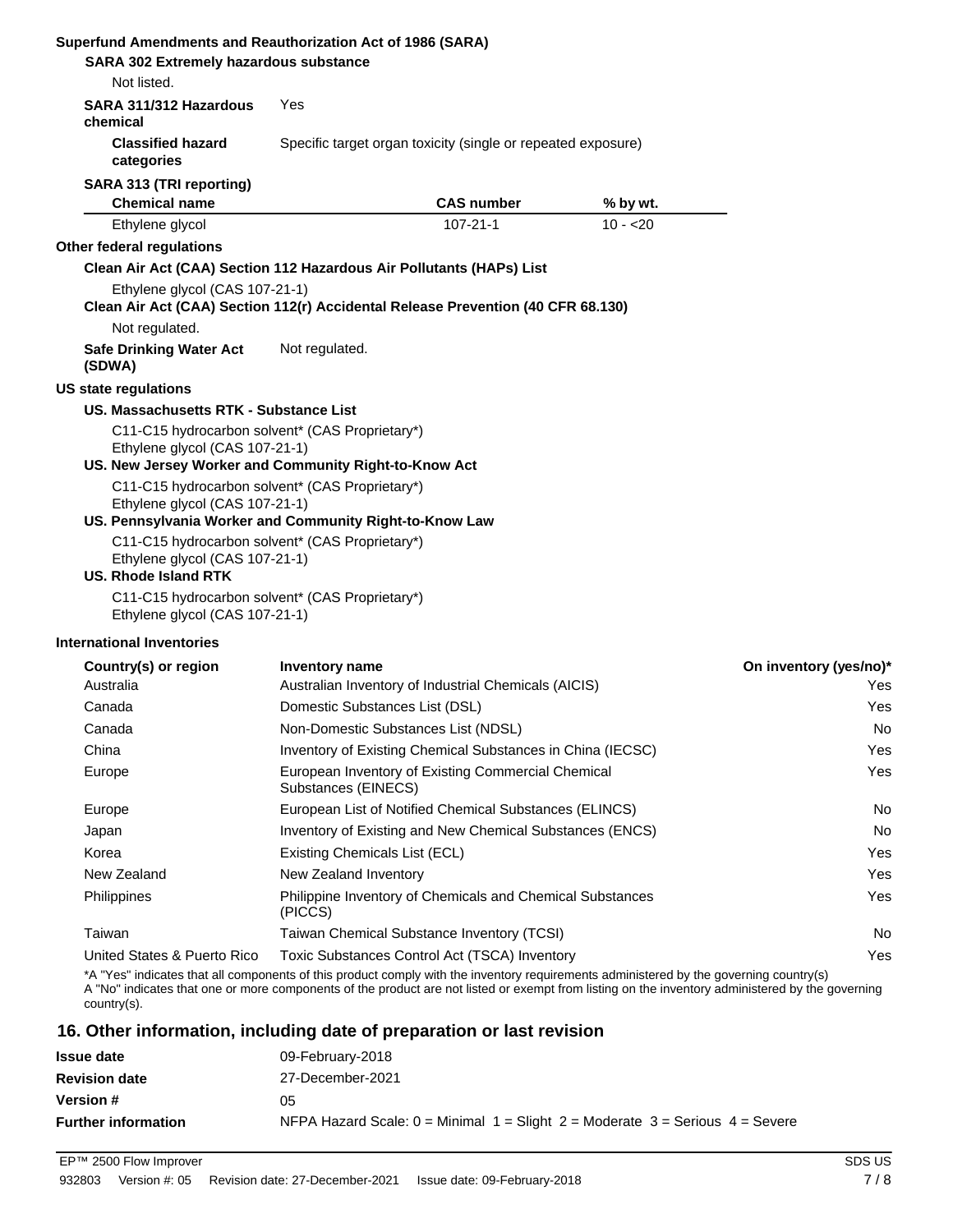**Superfund Amendments and Reauthorization Act of 1986 (SARA)**

**SARA 302 Extremely hazardous substance**

Not listed.

**SARA 311/312 Hazardous chemical** Yes

**Classified hazard categories** Specific target organ toxicity (single or repeated exposure)

**SARA 313 (TRI reporting)**

| Chemical name | CAS number | % by wt. |
|---|---|---|
| Ethylene glycol | 107-21-1 | 10 - <20 |

**Other federal regulations**

**Clean Air Act (CAA) Section 112 Hazardous Air Pollutants (HAPs) List**

Ethylene glycol (CAS 107-21-1)

**Clean Air Act (CAA) Section 112(r) Accidental Release Prevention (40 CFR 68.130)**

Not regulated.

**Safe Drinking Water Act (SDWA)** Not regulated.

**US state regulations**

**US. Massachusetts RTK - Substance List**

C11-C15 hydrocarbon solvent* (CAS Proprietary*)
Ethylene glycol (CAS 107-21-1)

**US. New Jersey Worker and Community Right-to-Know Act**

C11-C15 hydrocarbon solvent* (CAS Proprietary*)
Ethylene glycol (CAS 107-21-1)

**US. Pennsylvania Worker and Community Right-to-Know Law**

C11-C15 hydrocarbon solvent* (CAS Proprietary*)
Ethylene glycol (CAS 107-21-1)

**US. Rhode Island RTK**

C11-C15 hydrocarbon solvent* (CAS Proprietary*)
Ethylene glycol (CAS 107-21-1)

**International Inventories**

| Country(s) or region | Inventory name | On inventory (yes/no)* |
|---|---|---|
| Australia | Australian Inventory of Industrial Chemicals (AICIS) | Yes |
| Canada | Domestic Substances List (DSL) | Yes |
| Canada | Non-Domestic Substances List (NDSL) | No |
| China | Inventory of Existing Chemical Substances in China (IECSC) | Yes |
| Europe | European Inventory of Existing Commercial Chemical Substances (EINECS) | Yes |
| Europe | European List of Notified Chemical Substances (ELINCS) | No |
| Japan | Inventory of Existing and New Chemical Substances (ENCS) | No |
| Korea | Existing Chemicals List (ECL) | Yes |
| New Zealand | New Zealand Inventory | Yes |
| Philippines | Philippine Inventory of Chemicals and Chemical Substances (PICCS) | Yes |
| Taiwan | Taiwan Chemical Substance Inventory (TCSI) | No |
| United States & Puerto Rico | Toxic Substances Control Act (TSCA) Inventory | Yes |

*A "Yes" indicates that all components of this product comply with the inventory requirements administered by the governing country(s)
A "No" indicates that one or more components of the product are not listed or exempt from listing on the inventory administered by the governing country(s).

## 16. Other information, including date of preparation or last revision

**Issue date** 09-February-2018

**Revision date** 27-December-2021

**Version #** 05

**Further information** NFPA Hazard Scale: 0 = Minimal 1 = Slight 2 = Moderate 3 = Serious 4 = Severe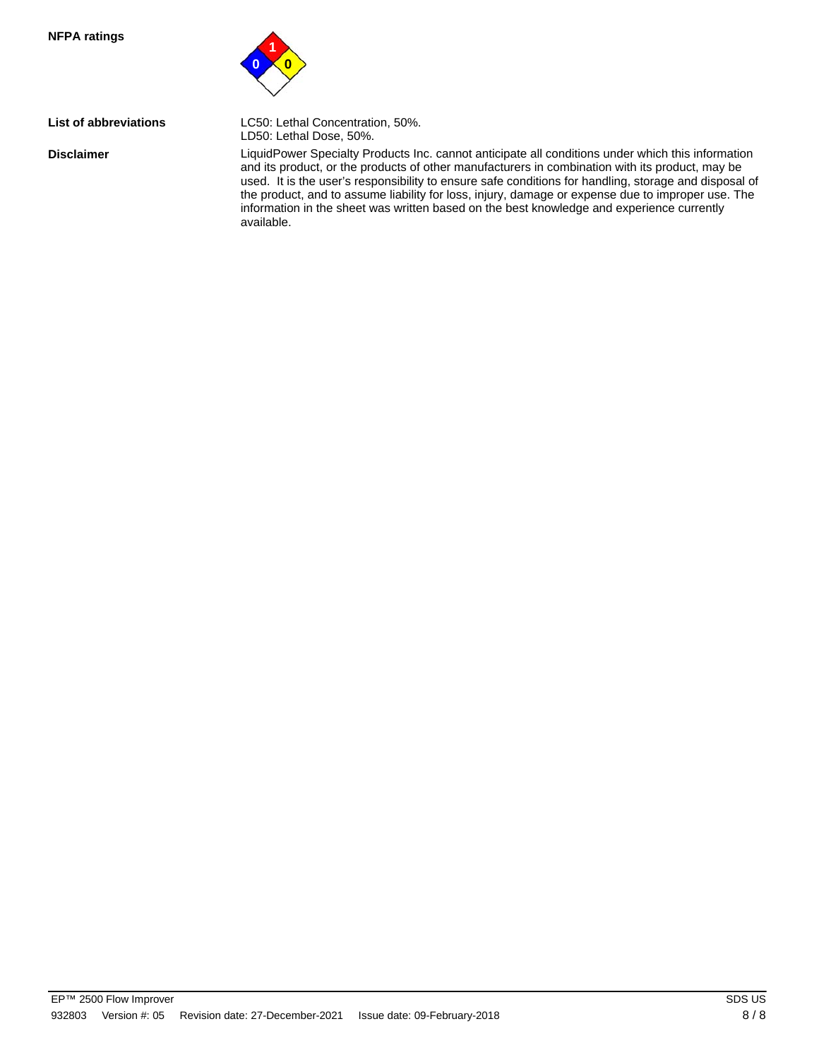**NFPA ratings**

1
0 0

**List of abbreviations**

LC50: Lethal Concentration, 50%.
LD50: Lethal Dose, 50%.

**Disclaimer**

LiquidPower Specialty Products Inc. cannot anticipate all conditions under which this information and its product, or the products of other manufacturers in combination with its product, may be used. It is the user's responsibility to ensure safe conditions for handling, storage and disposal of the product, and to assume liability for loss, injury, damage or expense due to improper use. The information in the sheet was written based on the best knowledge and experience currently available.